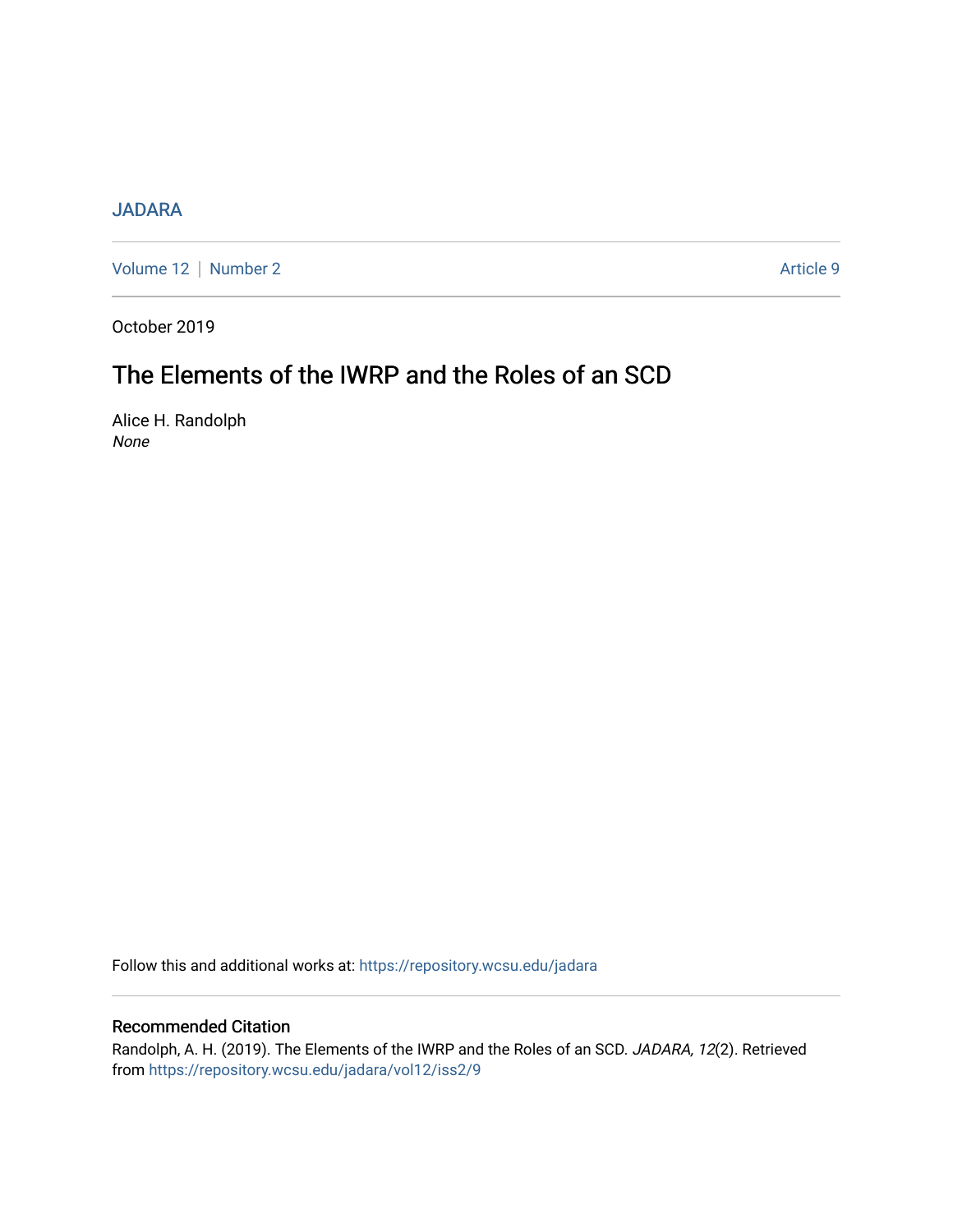JADARA

Volume 12 | Number 2 Article 9

October 2019

# The Elements of the IWRP and the Roles of an SCD

Alice H. Randolph
*None*

Follow this and additional works at: https://repository.wcsu.edu/jadara

## Recommended Citation

Randolph, A. H. (2019). The Elements of the IWRP and the Roles of an SCD. *JADARA, 12*(2). Retrieved from https://repository.wcsu.edu/jadara/vol12/iss2/9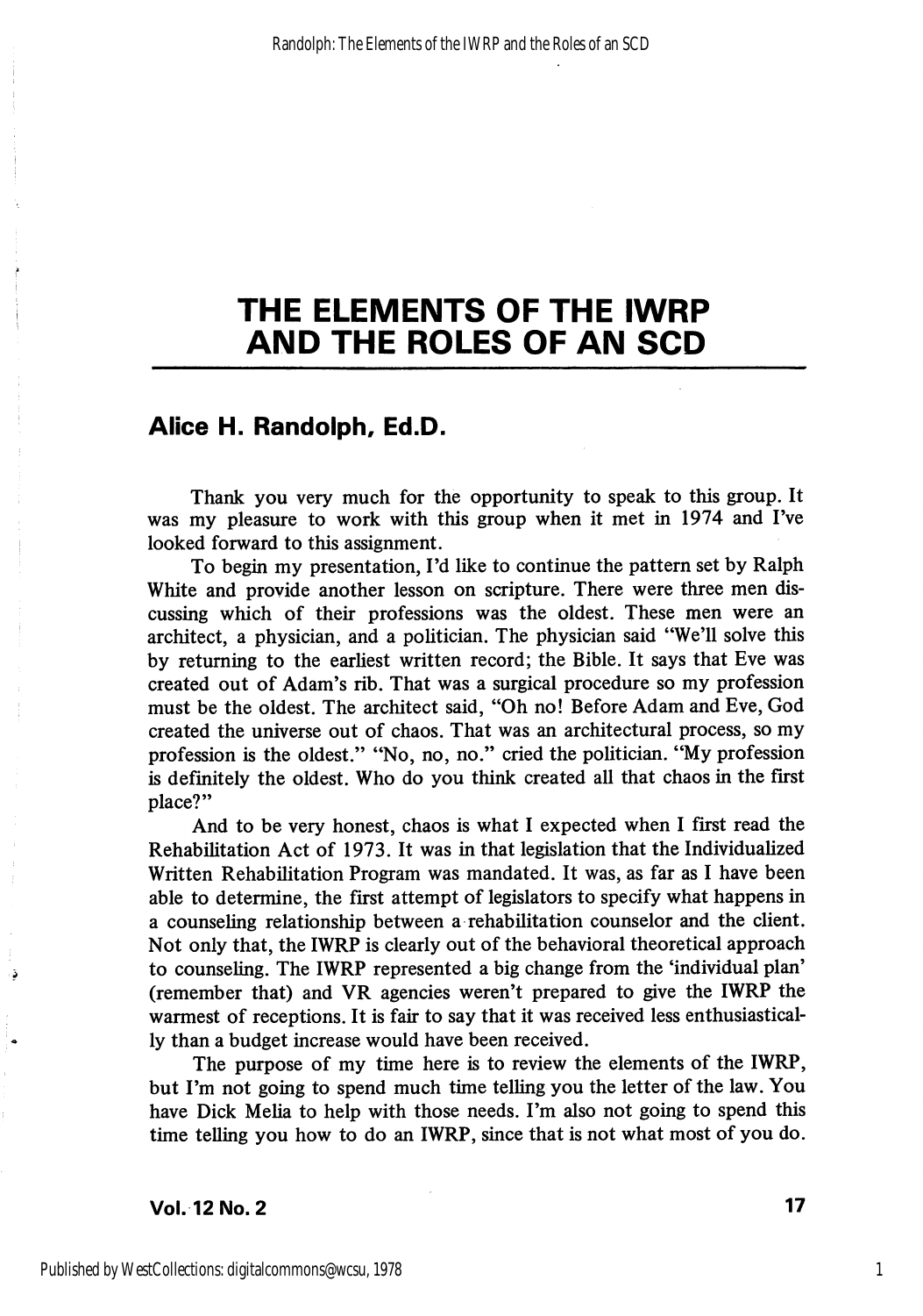# THE ELEMENTS OF THE IWRP AND THE ROLES OF AN SCD

## Alice H. Randolph, Ed.D.

Thank you very much for the opportunity to speak to this group. It was my pleasure to work with this group when it met in 1974 and I've looked forward to this assignment.

To begin my presentation, I'd like to continue the pattern set by Ralph White and provide another lesson on scripture. There were three men discussing which of their professions was the oldest. These men were an architect, a physician, and a politician. The physician said "We'll solve this by returning to the earliest written record; the Bible. It says that Eve was created out of Adam's rib. That was a surgical procedure so my profession must be the oldest. The architect said, "Oh no! Before Adam and Eve, God created the universe out of chaos. That was an architectural process, so my profession is the oldest." "No, no, no." cried the politician. "My profession is definitely the oldest. Who do you think created all that chaos in the first place?"

And to be very honest, chaos is what I expected when I first read the Rehabilitation Act of 1973. It was in that legislation that the Individualized Written Rehabilitation Program was mandated. It was, as far as I have been able to determine, the first attempt of legislators to specify what happens in a counseling relationship between a rehabilitation counselor and the client. Not only that, the IWRP is clearly out of the behavioral theoretical approach to counseling. The IWRP represented a big change from the 'individual plan' (remember that) and VR agencies weren't prepared to give the IWRP the warmest of receptions. It is fair to say that it was received less enthusiastically than a budget increase would have been received.

The purpose of my time here is to review the elements of the IWRP, but I'm not going to spend much time telling you the letter of the law. You have Dick Melia to help with those needs. I'm also not going to spend this time telling you how to do an IWRP, since that is not what most of you do.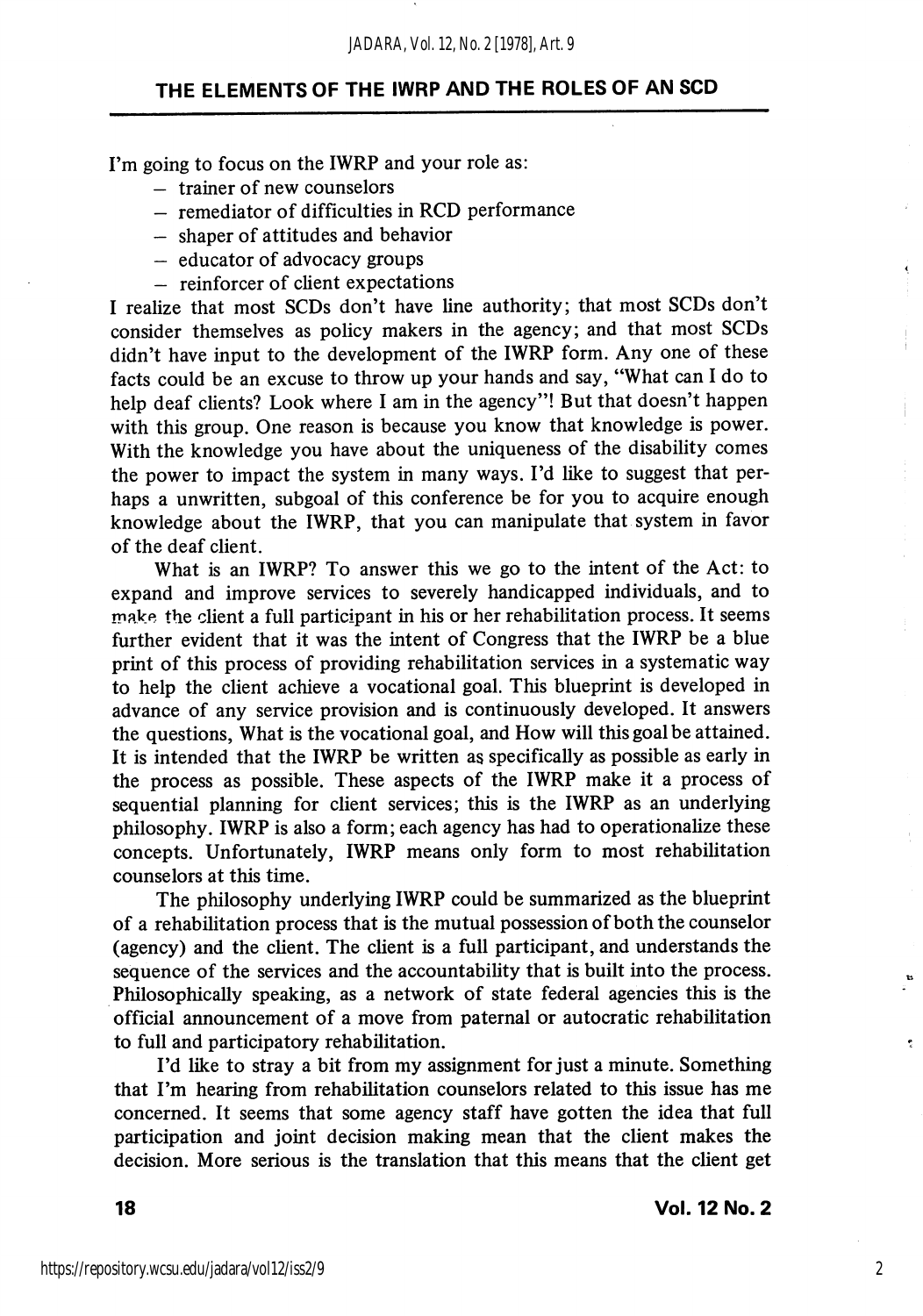## THE ELEMENTS OF THE IWRP AND THE ROLES OF AN SCD

I'm going to focus on the IWRP and your role as:

- trainer of new counselors
- remediator of difficulties in RCD performance
- shaper of attitudes and behavior
- educator of advocacy groups
- reinforcer of client expectations

I realize that most SCDs don't have line authority; that most SCDs don't consider themselves as policy makers in the agency; and that most SCDs didn't have input to the development of the IWRP form. Any one of these facts could be an excuse to throw up your hands and say, "What can I do to help deaf clients? Look where I am in the agency"! But that doesn't happen with this group. One reason is because you know that knowledge is power. With the knowledge you have about the uniqueness of the disability comes the power to impact the system in many ways. I'd like to suggest that perhaps a unwritten, subgoal of this conference be for you to acquire enough knowledge about the IWRP, that you can manipulate that system in favor of the deaf client.

What is an IWRP? To answer this we go to the intent of the Act: to expand and improve services to severely handicapped individuals, and to make the client a full participant in his or her rehabilitation process. It seems further evident that it was the intent of Congress that the IWRP be a blue print of this process of providing rehabilitation services in a systematic way to help the client achieve a vocational goal. This blueprint is developed in advance of any service provision and is continuously developed. It answers the questions, What is the vocational goal, and How will this goal be attained. It is intended that the IWRP be written as specifically as possible as early in the process as possible. These aspects of the IWRP make it a process of sequential planning for client services; this is the IWRP as an underlying philosophy. IWRP is also a form; each agency has had to operationalize these concepts. Unfortunately, IWRP means only form to most rehabilitation counselors at this time.

The philosophy underlying IWRP could be summarized as the blueprint of a rehabilitation process that is the mutual possession of both the counselor (agency) and the client. The client is a full participant, and understands the sequence of the services and the accountability that is built into the process. Philosophically speaking, as a network of state federal agencies this is the official announcement of a move from paternal or autocratic rehabilitation to full and participatory rehabilitation.

I'd like to stray a bit from my assignment for just a minute. Something that I'm hearing from rehabilitation counselors related to this issue has me concerned. It seems that some agency staff have gotten the idea that full participation and joint decision making mean that the client makes the decision. More serious is the translation that this means that the client get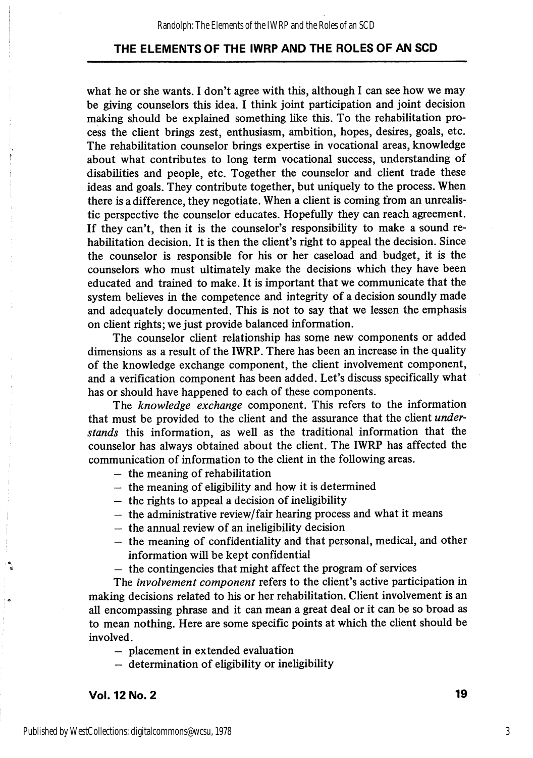what he or she wants. I don't agree with this, although I can see how we may be giving counselors this idea. I think joint participation and joint decision making should be explained something like this. To the rehabilitation process the client brings zest, enthusiasm, ambition, hopes, desires, goals, etc. The rehabilitation counselor brings expertise in vocational areas, knowledge about what contributes to long term vocational success, understanding of disabilities and people, etc. Together the counselor and client trade these ideas and goals. They contribute together, but uniquely to the process. When there is a difference, they negotiate. When a client is coming from an unrealistic perspective the counselor educates. Hopefully they can reach agreement. If they can't, then it is the counselor's responsibility to make a sound rehabilitation decision. It is then the client's right to appeal the decision. Since the counselor is responsible for his or her caseload and budget, it is the counselors who must ultimately make the decisions which they have been educated and trained to make. It is important that we communicate that the system believes in the competence and integrity of a decision soundly made and adequately documented. This is not to say that we lessen the emphasis on client rights; we just provide balanced information.

The counselor client relationship has some new components or added dimensions as a result of the IWRP. There has been an increase in the quality of the knowledge exchange component, the client involvement component, and a verification component has been added. Let's discuss specifically what has or should have happened to each of these components.

The *knowledge exchange* component. This refers to the information that must be provided to the client and the assurance that the client *understands* this information, as well as the traditional information that the counselor has always obtained about the client. The IWRP has affected the communication of information to the client in the following areas.

- the meaning of rehabilitation
- the meaning of eligibility and how it is determined
- the rights to appeal a decision of ineligibility
- the administrative review/fair hearing process and what it means
- the annual review of an ineligibility decision
- the meaning of confidentiality and that personal, medical, and other information will be kept confidential
- the contingencies that might affect the program of services

The *involvement component* refers to the client's active participation in making decisions related to his or her rehabilitation. Client involvement is an all encompassing phrase and it can mean a great deal or it can be so broad as to mean nothing. Here are some specific points at which the client should be involved.

- placement in extended evaluation
- determination of eligibility or ineligibility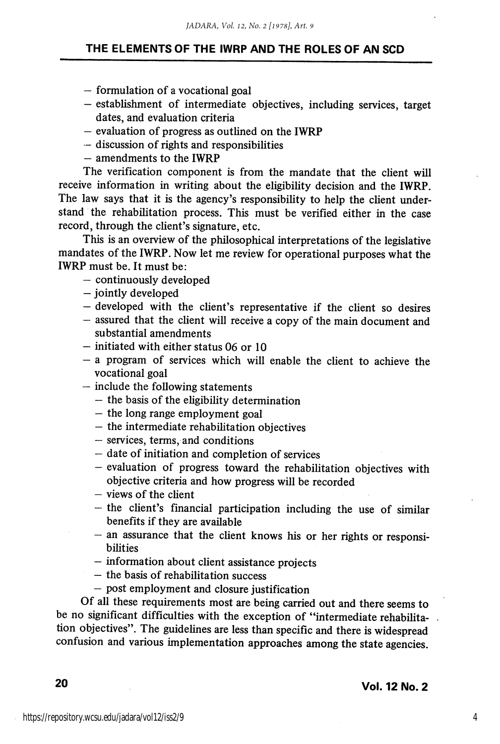- formulation of a vocational goal
- establishment of intermediate objectives, including services, target dates, and evaluation criteria
- evaluation of progress as outlined on the IWRP
- discussion of rights and responsibilities
- amendments to the IWRP

The verification component is from the mandate that the client will receive information in writing about the eligibility decision and the IWRP. The law says that it is the agency's responsibility to help the client understand the rehabilitation process. This must be verified either in the case record, through the client's signature, etc.

This is an overview of the philosophical interpretations of the legislative mandates of the IWRP. Now let me review for operational purposes what the IWRP must be. It must be:

- continuously developed
- jointly developed
- developed with the client's representative if the client so desires
- assured that the client will receive a copy of the main document and substantial amendments
- initiated with either status 06 or 10
- a program of services which will enable the client to achieve the vocational goal
- include the following statements
  - the basis of the eligibility determination
  - the long range employment goal
  - the intermediate rehabilitation objectives
  - services, terms, and conditions
  - date of initiation and completion of services
  - evaluation of progress toward the rehabilitation objectives with objective criteria and how progress will be recorded
  - views of the client
  - the client's financial participation including the use of similar benefits if they are available
  - an assurance that the client knows his or her rights or responsibilities
  - information about client assistance projects
  - the basis of rehabilitation success
  - post employment and closure justification

Of all these requirements most are being carried out and there seems to be no significant difficulties with the exception of "intermediate rehabilitation objectives". The guidelines are less than specific and there is widespread confusion and various implementation approaches among the state agencies.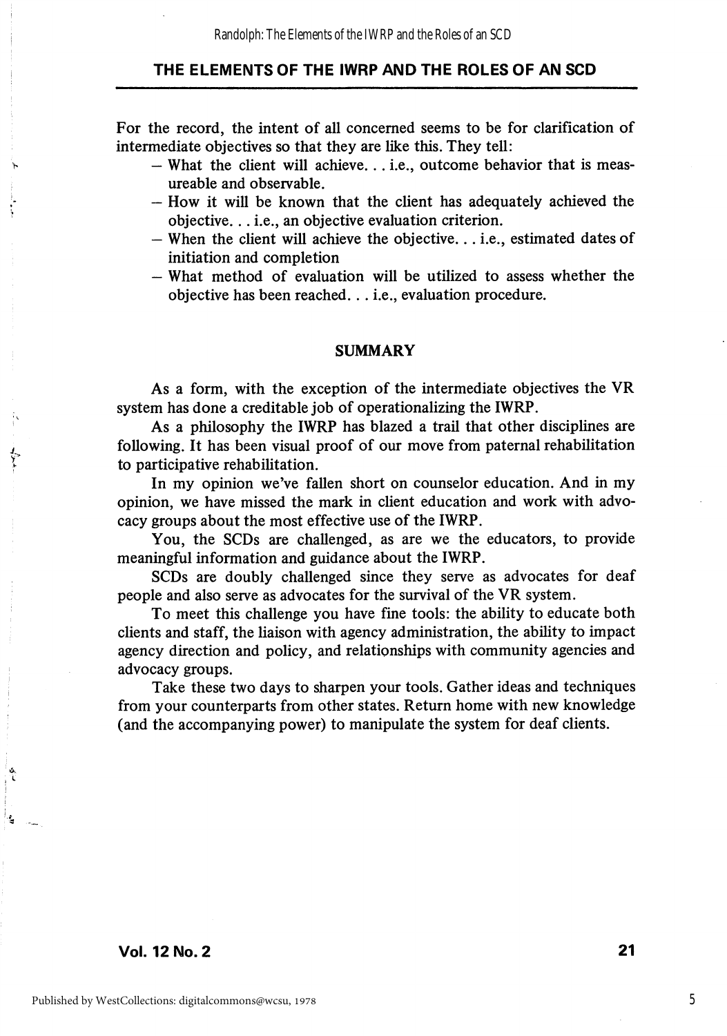For the record, the intent of all concerned seems to be for clarification of intermediate objectives so that they are like this. They tell:

- What the client will achieve. . . i.e., outcome behavior that is measureable and observable.
- How it will be known that the client has adequately achieved the objective. . . i.e., an objective evaluation criterion.
- When the client will achieve the objective. . . i.e., estimated dates of initiation and completion
- What method of evaluation will be utilized to assess whether the objective has been reached. . . i.e., evaluation procedure.

## SUMMARY

As a form, with the exception of the intermediate objectives the VR system has done a creditable job of operationalizing the IWRP.

As a philosophy the IWRP has blazed a trail that other disciplines are following. It has been visual proof of our move from paternal rehabilitation to participative rehabilitation.

In my opinion we've fallen short on counselor education. And in my opinion, we have missed the mark in client education and work with advocacy groups about the most effective use of the IWRP.

You, the SCDs are challenged, as are we the educators, to provide meaningful information and guidance about the IWRP.

SCDs are doubly challenged since they serve as advocates for deaf people and also serve as advocates for the survival of the VR system.

To meet this challenge you have fine tools: the ability to educate both clients and staff, the liaison with agency administration, the ability to impact agency direction and policy, and relationships with community agencies and advocacy groups.

Take these two days to sharpen your tools. Gather ideas and techniques from your counterparts from other states. Return home with new knowledge (and the accompanying power) to manipulate the system for deaf clients.